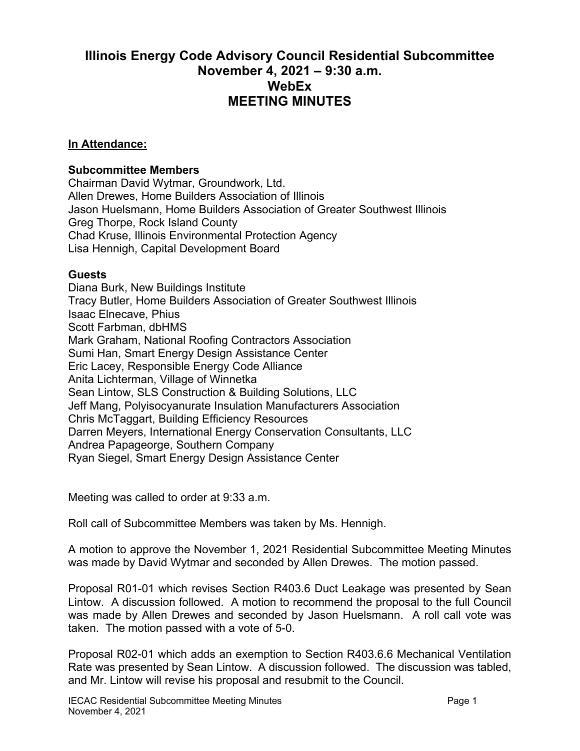# Illinois Energy Code Advisory Council Residential Subcommittee
# November 4, 2021 – 9:30 a.m.
# WebEx
# MEETING MINUTES

**In Attendance:**

**Subcommittee Members**
Chairman David Wytmar, Groundwork, Ltd.
Allen Drewes, Home Builders Association of Illinois
Jason Huelsmann, Home Builders Association of Greater Southwest Illinois
Greg Thorpe, Rock Island County
Chad Kruse, Illinois Environmental Protection Agency
Lisa Hennigh, Capital Development Board

**Guests**
Diana Burk, New Buildings Institute
Tracy Butler, Home Builders Association of Greater Southwest Illinois
Isaac Elnecave, Phius
Scott Farbman, dbHMS
Mark Graham, National Roofing Contractors Association
Sumi Han, Smart Energy Design Assistance Center
Eric Lacey, Responsible Energy Code Alliance
Anita Lichterman, Village of Winnetka
Sean Lintow, SLS Construction & Building Solutions, LLC
Jeff Mang, Polyisocyanurate Insulation Manufacturers Association
Chris McTaggart, Building Efficiency Resources
Darren Meyers, International Energy Conservation Consultants, LLC
Andrea Papageorge, Southern Company
Ryan Siegel, Smart Energy Design Assistance Center

Meeting was called to order at 9:33 a.m.

Roll call of Subcommittee Members was taken by Ms. Hennigh.

A motion to approve the November 1, 2021 Residential Subcommittee Meeting Minutes was made by David Wytmar and seconded by Allen Drewes. The motion passed.

Proposal R01-01 which revises Section R403.6 Duct Leakage was presented by Sean Lintow. A discussion followed. A motion to recommend the proposal to the full Council was made by Allen Drewes and seconded by Jason Huelsmann. A roll call vote was taken. The motion passed with a vote of 5-0.

Proposal R02-01 which adds an exemption to Section R403.6.6 Mechanical Ventilation Rate was presented by Sean Lintow. A discussion followed. The discussion was tabled, and Mr. Lintow will revise his proposal and resubmit to the Council.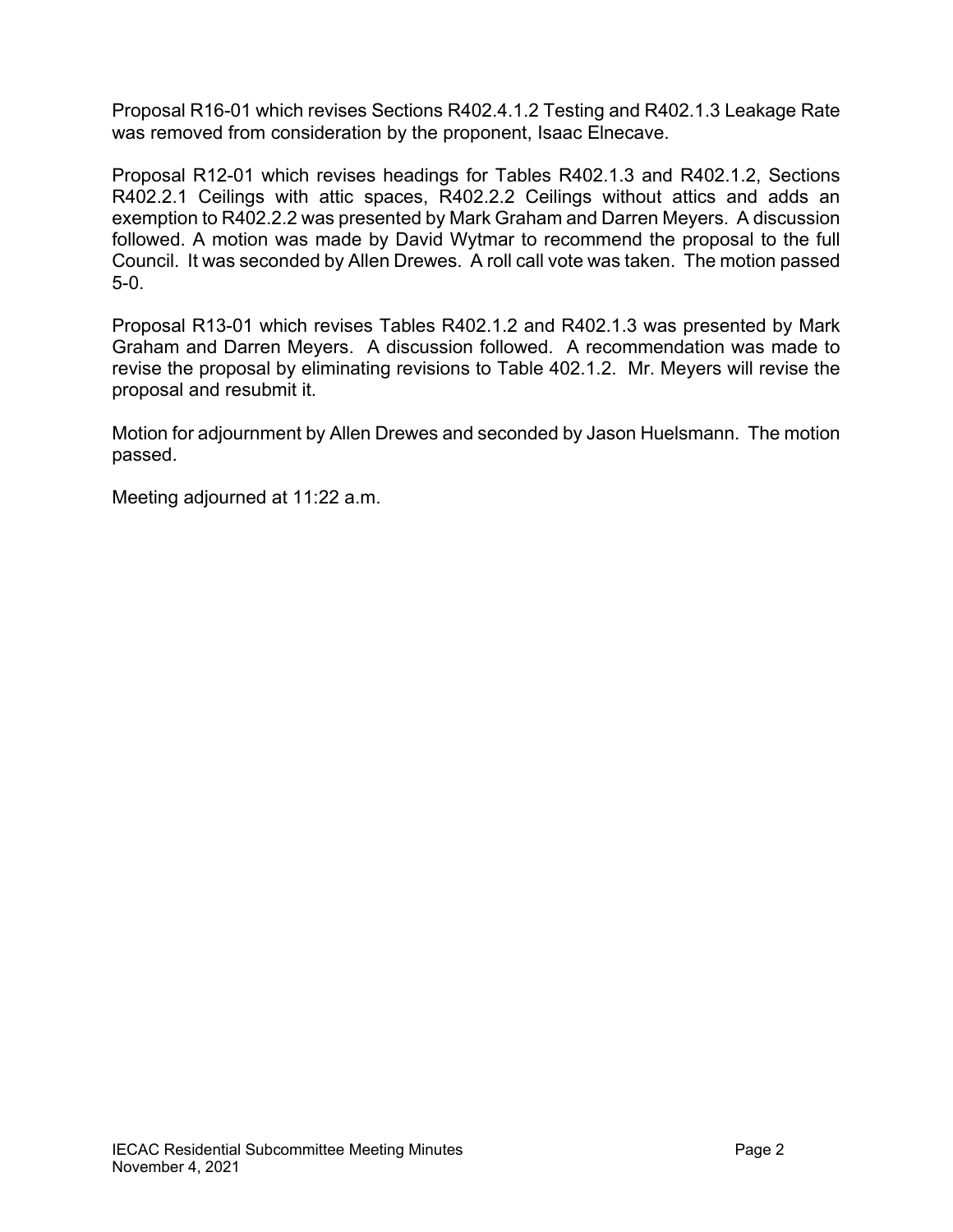Proposal R16-01 which revises Sections R402.4.1.2 Testing and R402.1.3 Leakage Rate was removed from consideration by the proponent, Isaac Elnecave.

Proposal R12-01 which revises headings for Tables R402.1.3 and R402.1.2, Sections R402.2.1 Ceilings with attic spaces, R402.2.2 Ceilings without attics and adds an exemption to R402.2.2 was presented by Mark Graham and Darren Meyers. A discussion followed. A motion was made by David Wytmar to recommend the proposal to the full Council. It was seconded by Allen Drewes. A roll call vote was taken. The motion passed 5-0.

Proposal R13-01 which revises Tables R402.1.2 and R402.1.3 was presented by Mark Graham and Darren Meyers. A discussion followed. A recommendation was made to revise the proposal by eliminating revisions to Table 402.1.2. Mr. Meyers will revise the proposal and resubmit it.

Motion for adjournment by Allen Drewes and seconded by Jason Huelsmann. The motion passed.

Meeting adjourned at 11:22 a.m.